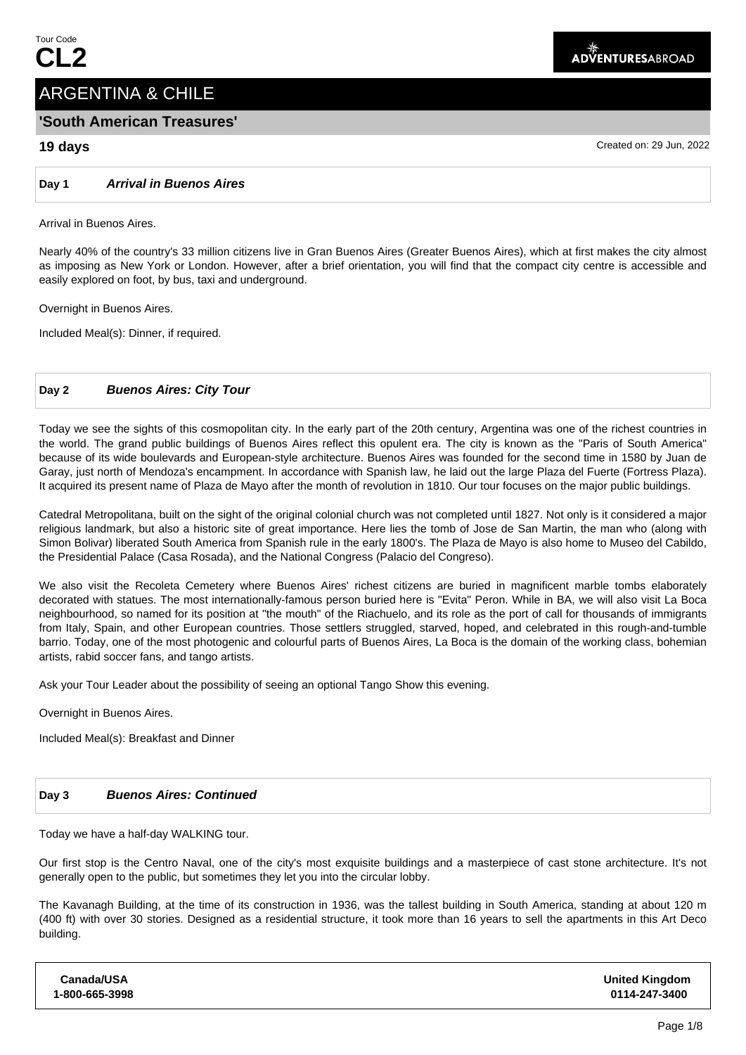Tour Code

**CL2**

ADVENTURESABROAD

# ARGENTINA & CHILE

## 'South American Treasures'

**19 days**

Created on: 29 Jun, 2022

### Day 1 *Arrival in Buenos Aires*

Arrival in Buenos Aires.

Nearly 40% of the country's 33 million citizens live in Gran Buenos Aires (Greater Buenos Aires), which at first makes the city almost as imposing as New York or London. However, after a brief orientation, you will find that the compact city centre is accessible and easily explored on foot, by bus, taxi and underground.

Overnight in Buenos Aires.

Included Meal(s): Dinner, if required.

### Day 2 *Buenos Aires: City Tour*

Today we see the sights of this cosmopolitan city. In the early part of the 20th century, Argentina was one of the richest countries in the world. The grand public buildings of Buenos Aires reflect this opulent era. The city is known as the "Paris of South America" because of its wide boulevards and European-style architecture. Buenos Aires was founded for the second time in 1580 by Juan de Garay, just north of Mendoza's encampment. In accordance with Spanish law, he laid out the large Plaza del Fuerte (Fortress Plaza). It acquired its present name of Plaza de Mayo after the month of revolution in 1810. Our tour focuses on the major public buildings.

Catedral Metropolitana, built on the sight of the original colonial church was not completed until 1827. Not only is it considered a major religious landmark, but also a historic site of great importance. Here lies the tomb of Jose de San Martin, the man who (along with Simon Bolivar) liberated South America from Spanish rule in the early 1800's. The Plaza de Mayo is also home to Museo del Cabildo, the Presidential Palace (Casa Rosada), and the National Congress (Palacio del Congreso).

We also visit the Recoleta Cemetery where Buenos Aires' richest citizens are buried in magnificent marble tombs elaborately decorated with statues. The most internationally-famous person buried here is "Evita" Peron. While in BA, we will also visit La Boca neighbourhood, so named for its position at "the mouth" of the Riachuelo, and its role as the port of call for thousands of immigrants from Italy, Spain, and other European countries. Those settlers struggled, starved, hoped, and celebrated in this rough-and-tumble barrio. Today, one of the most photogenic and colourful parts of Buenos Aires, La Boca is the domain of the working class, bohemian artists, rabid soccer fans, and tango artists.

Ask your Tour Leader about the possibility of seeing an optional Tango Show this evening.

Overnight in Buenos Aires.

Included Meal(s): Breakfast and Dinner

### Day 3 *Buenos Aires: Continued*

Today we have a half-day WALKING tour.

Our first stop is the Centro Naval, one of the city's most exquisite buildings and a masterpiece of cast stone architecture. It's not generally open to the public, but sometimes they let you into the circular lobby.

The Kavanagh Building, at the time of its construction in 1936, was the tallest building in South America, standing at about 120 m (400 ft) with over 30 stories. Designed as a residential structure, it took more than 16 years to sell the apartments in this Art Deco building.

| Canada/USA | United Kingdom |
|---|---|
| 1-800-665-3998 | 0114-247-3400 |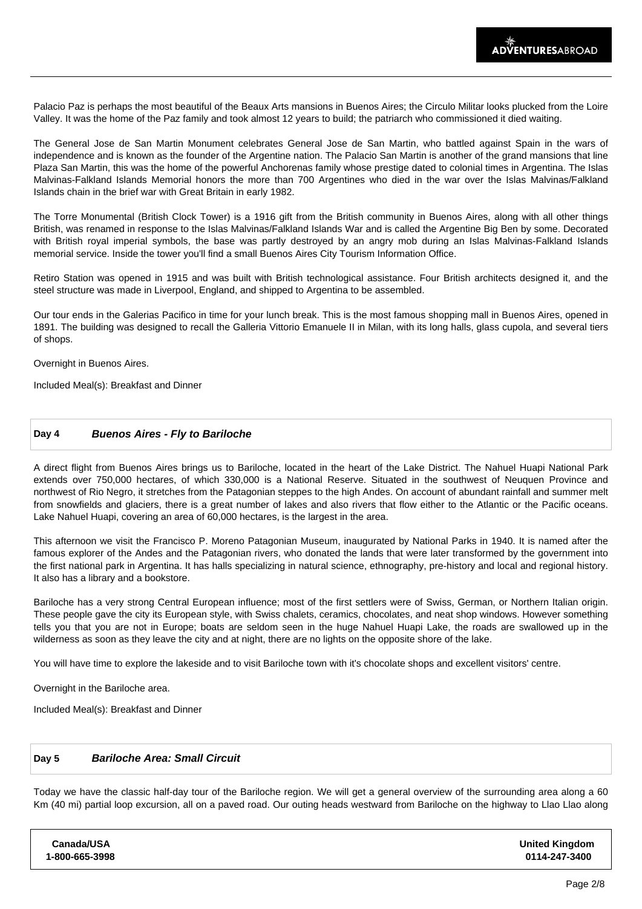Palacio Paz is perhaps the most beautiful of the Beaux Arts mansions in Buenos Aires; the Circulo Militar looks plucked from the Loire Valley. It was the home of the Paz family and took almost 12 years to build; the patriarch who commissioned it died waiting.

The General Jose de San Martin Monument celebrates General Jose de San Martin, who battled against Spain in the wars of independence and is known as the founder of the Argentine nation. The Palacio San Martin is another of the grand mansions that line Plaza San Martin, this was the home of the powerful Anchorenas family whose prestige dated to colonial times in Argentina. The Islas Malvinas-Falkland Islands Memorial honors the more than 700 Argentines who died in the war over the Islas Malvinas/Falkland Islands chain in the brief war with Great Britain in early 1982.

The Torre Monumental (British Clock Tower) is a 1916 gift from the British community in Buenos Aires, along with all other things British, was renamed in response to the Islas Malvinas/Falkland Islands War and is called the Argentine Big Ben by some. Decorated with British royal imperial symbols, the base was partly destroyed by an angry mob during an Islas Malvinas-Falkland Islands memorial service. Inside the tower you'll find a small Buenos Aires City Tourism Information Office.

Retiro Station was opened in 1915 and was built with British technological assistance. Four British architects designed it, and the steel structure was made in Liverpool, England, and shipped to Argentina to be assembled.

Our tour ends in the Galerias Pacifico in time for your lunch break. This is the most famous shopping mall in Buenos Aires, opened in 1891. The building was designed to recall the Galleria Vittorio Emanuele II in Milan, with its long halls, glass cupola, and several tiers of shops.

Overnight in Buenos Aires.

Included Meal(s): Breakfast and Dinner

## Day 4 *Buenos Aires - Fly to Bariloche*

A direct flight from Buenos Aires brings us to Bariloche, located in the heart of the Lake District. The Nahuel Huapi National Park extends over 750,000 hectares, of which 330,000 is a National Reserve. Situated in the southwest of Neuquen Province and northwest of Rio Negro, it stretches from the Patagonian steppes to the high Andes. On account of abundant rainfall and summer melt from snowfields and glaciers, there is a great number of lakes and also rivers that flow either to the Atlantic or the Pacific oceans. Lake Nahuel Huapi, covering an area of 60,000 hectares, is the largest in the area.

This afternoon we visit the Francisco P. Moreno Patagonian Museum, inaugurated by National Parks in 1940. It is named after the famous explorer of the Andes and the Patagonian rivers, who donated the lands that were later transformed by the government into the first national park in Argentina. It has halls specializing in natural science, ethnography, pre-history and local and regional history. It also has a library and a bookstore.

Bariloche has a very strong Central European influence; most of the first settlers were of Swiss, German, or Northern Italian origin. These people gave the city its European style, with Swiss chalets, ceramics, chocolates, and neat shop windows. However something tells you that you are not in Europe; boats are seldom seen in the huge Nahuel Huapi Lake, the roads are swallowed up in the wilderness as soon as they leave the city and at night, there are no lights on the opposite shore of the lake.

You will have time to explore the lakeside and to visit Bariloche town with it's chocolate shops and excellent visitors' centre.

Overnight in the Bariloche area.

Included Meal(s): Breakfast and Dinner

## Day 5 *Bariloche Area: Small Circuit*

Today we have the classic half-day tour of the Bariloche region. We will get a general overview of the surrounding area along a 60 Km (40 mi) partial loop excursion, all on a paved road. Our outing heads westward from Bariloche on the highway to Llao Llao along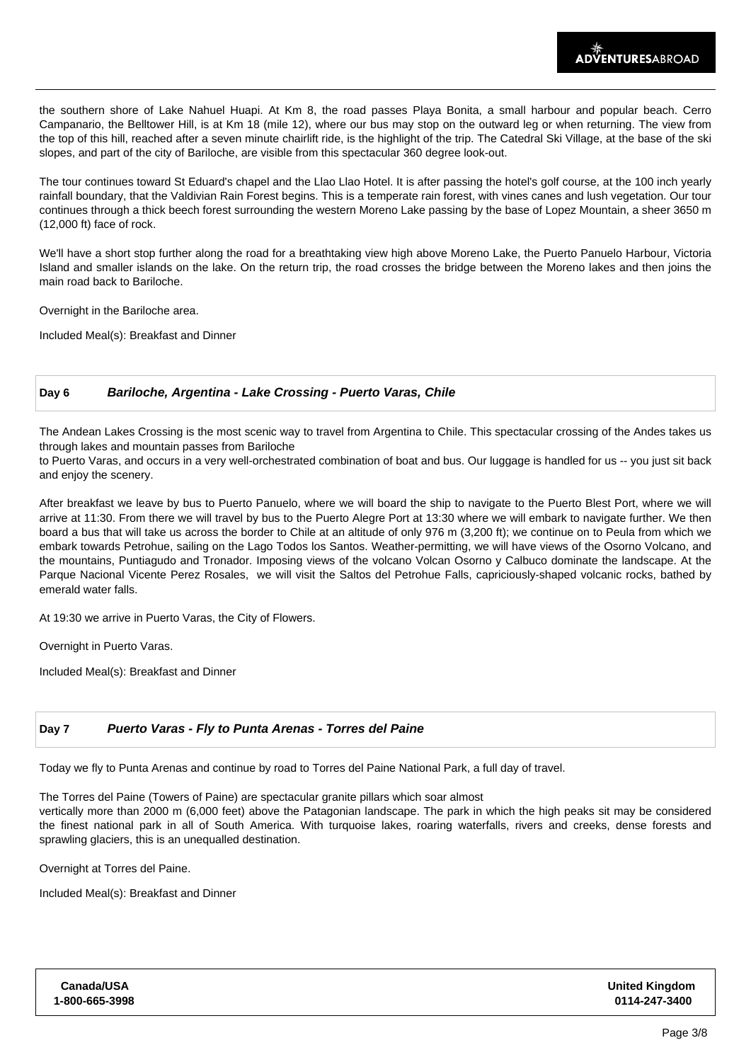the southern shore of Lake Nahuel Huapi. At Km 8, the road passes Playa Bonita, a small harbour and popular beach. Cerro Campanario, the Belltower Hill, is at Km 18 (mile 12), where our bus may stop on the outward leg or when returning. The view from the top of this hill, reached after a seven minute chairlift ride, is the highlight of the trip. The Catedral Ski Village, at the base of the ski slopes, and part of the city of Bariloche, are visible from this spectacular 360 degree look-out.

The tour continues toward St Eduard's chapel and the Llao Llao Hotel. It is after passing the hotel's golf course, at the 100 inch yearly rainfall boundary, that the Valdivian Rain Forest begins. This is a temperate rain forest, with vines canes and lush vegetation. Our tour continues through a thick beech forest surrounding the western Moreno Lake passing by the base of Lopez Mountain, a sheer 3650 m (12,000 ft) face of rock.

We'll have a short stop further along the road for a breathtaking view high above Moreno Lake, the Puerto Panuelo Harbour, Victoria Island and smaller islands on the lake. On the return trip, the road crosses the bridge between the Moreno lakes and then joins the main road back to Bariloche.

Overnight in the Bariloche area.

Included Meal(s): Breakfast and Dinner

## Day 6 *Bariloche, Argentina - Lake Crossing - Puerto Varas, Chile*

The Andean Lakes Crossing is the most scenic way to travel from Argentina to Chile. This spectacular crossing of the Andes takes us through lakes and mountain passes from Bariloche
to Puerto Varas, and occurs in a very well-orchestrated combination of boat and bus. Our luggage is handled for us -- you just sit back and enjoy the scenery.

After breakfast we leave by bus to Puerto Panuelo, where we will board the ship to navigate to the Puerto Blest Port, where we will arrive at 11:30. From there we will travel by bus to the Puerto Alegre Port at 13:30 where we will embark to navigate further. We then board a bus that will take us across the border to Chile at an altitude of only 976 m (3,200 ft); we continue on to Peula from which we embark towards Petrohue, sailing on the Lago Todos los Santos. Weather-permitting, we will have views of the Osorno Volcano, and the mountains, Puntiagudo and Tronador. Imposing views of the volcano Volcan Osorno y Calbuco dominate the landscape. At the Parque Nacional Vicente Perez Rosales, we will visit the Saltos del Petrohue Falls, capriciously-shaped volcanic rocks, bathed by emerald water falls.

At 19:30 we arrive in Puerto Varas, the City of Flowers.

Overnight in Puerto Varas.

Included Meal(s): Breakfast and Dinner

## Day 7 *Puerto Varas - Fly to Punta Arenas - Torres del Paine*

Today we fly to Punta Arenas and continue by road to Torres del Paine National Park, a full day of travel.

The Torres del Paine (Towers of Paine) are spectacular granite pillars which soar almost
vertically more than 2000 m (6,000 feet) above the Patagonian landscape. The park in which the high peaks sit may be considered the finest national park in all of South America. With turquoise lakes, roaring waterfalls, rivers and creeks, dense forests and sprawling glaciers, this is an unequalled destination.

Overnight at Torres del Paine.

Included Meal(s): Breakfast and Dinner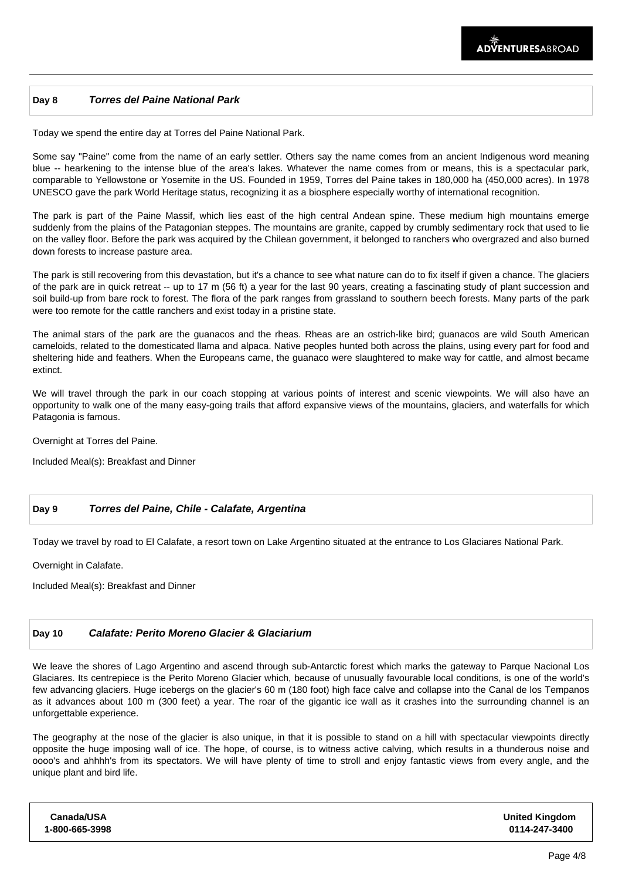## Day 8 *Torres del Paine National Park*

Today we spend the entire day at Torres del Paine National Park.

Some say "Paine" come from the name of an early settler. Others say the name comes from an ancient Indigenous word meaning blue -- hearkening to the intense blue of the area's lakes. Whatever the name comes from or means, this is a spectacular park, comparable to Yellowstone or Yosemite in the US. Founded in 1959, Torres del Paine takes in 180,000 ha (450,000 acres). In 1978 UNESCO gave the park World Heritage status, recognizing it as a biosphere especially worthy of international recognition.

The park is part of the Paine Massif, which lies east of the high central Andean spine. These medium high mountains emerge suddenly from the plains of the Patagonian steppes. The mountains are granite, capped by crumbly sedimentary rock that used to lie on the valley floor. Before the park was acquired by the Chilean government, it belonged to ranchers who overgrazed and also burned down forests to increase pasture area.

The park is still recovering from this devastation, but it's a chance to see what nature can do to fix itself if given a chance. The glaciers of the park are in quick retreat -- up to 17 m (56 ft) a year for the last 90 years, creating a fascinating study of plant succession and soil build-up from bare rock to forest. The flora of the park ranges from grassland to southern beech forests. Many parts of the park were too remote for the cattle ranchers and exist today in a pristine state.

The animal stars of the park are the guanacos and the rheas. Rheas are an ostrich-like bird; guanacos are wild South American cameloids, related to the domesticated llama and alpaca. Native peoples hunted both across the plains, using every part for food and sheltering hide and feathers. When the Europeans came, the guanaco were slaughtered to make way for cattle, and almost became extinct.

We will travel through the park in our coach stopping at various points of interest and scenic viewpoints. We will also have an opportunity to walk one of the many easy-going trails that afford expansive views of the mountains, glaciers, and waterfalls for which Patagonia is famous.

Overnight at Torres del Paine.

Included Meal(s): Breakfast and Dinner

## Day 9 *Torres del Paine, Chile - Calafate, Argentina*

Today we travel by road to El Calafate, a resort town on Lake Argentino situated at the entrance to Los Glaciares National Park.

Overnight in Calafate.

Included Meal(s): Breakfast and Dinner

## Day 10 *Calafate: Perito Moreno Glacier & Glaciarium*

We leave the shores of Lago Argentino and ascend through sub-Antarctic forest which marks the gateway to Parque Nacional Los Glaciares. Its centrepiece is the Perito Moreno Glacier which, because of unusually favourable local conditions, is one of the world's few advancing glaciers. Huge icebergs on the glacier's 60 m (180 foot) high face calve and collapse into the Canal de los Tempanos as it advances about 100 m (300 feet) a year. The roar of the gigantic ice wall as it crashes into the surrounding channel is an unforgettable experience.

The geography at the nose of the glacier is also unique, in that it is possible to stand on a hill with spectacular viewpoints directly opposite the huge imposing wall of ice. The hope, of course, is to witness active calving, which results in a thunderous noise and oooo's and ahhhh's from its spectators. We will have plenty of time to stroll and enjoy fantastic views from every angle, and the unique plant and bird life.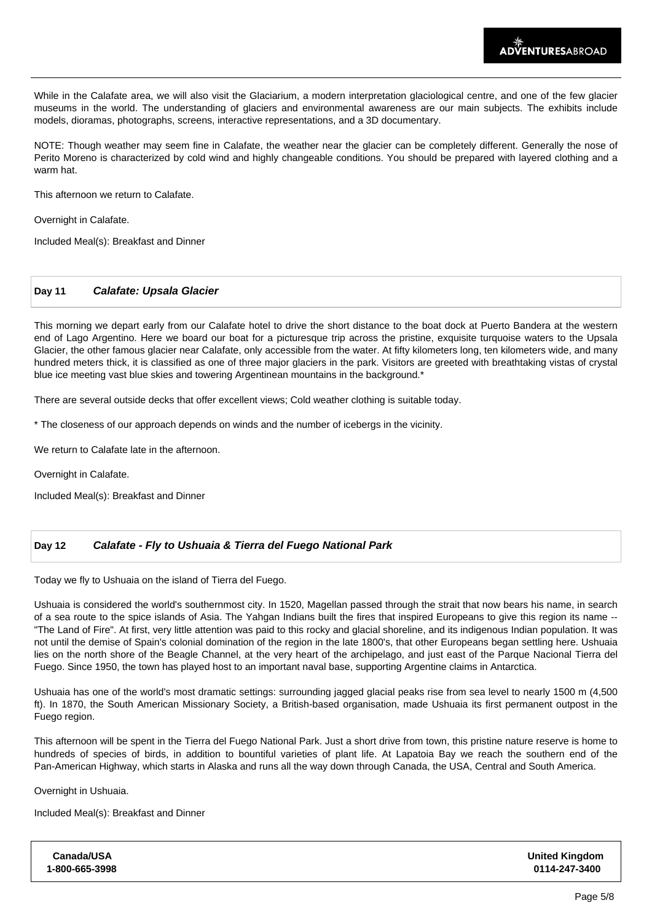While in the Calafate area, we will also visit the Glaciarium, a modern interpretation glaciological centre, and one of the few glacier museums in the world. The understanding of glaciers and environmental awareness are our main subjects. The exhibits include models, dioramas, photographs, screens, interactive representations, and a 3D documentary.

NOTE: Though weather may seem fine in Calafate, the weather near the glacier can be completely different. Generally the nose of Perito Moreno is characterized by cold wind and highly changeable conditions. You should be prepared with layered clothing and a warm hat.

This afternoon we return to Calafate.

Overnight in Calafate.

Included Meal(s): Breakfast and Dinner

## Day 11 *Calafate: Upsala Glacier*

This morning we depart early from our Calafate hotel to drive the short distance to the boat dock at Puerto Bandera at the western end of Lago Argentino. Here we board our boat for a picturesque trip across the pristine, exquisite turquoise waters to the Upsala Glacier, the other famous glacier near Calafate, only accessible from the water. At fifty kilometers long, ten kilometers wide, and many hundred meters thick, it is classified as one of three major glaciers in the park. Visitors are greeted with breathtaking vistas of crystal blue ice meeting vast blue skies and towering Argentinean mountains in the background.*

There are several outside decks that offer excellent views; Cold weather clothing is suitable today.

* The closeness of our approach depends on winds and the number of icebergs in the vicinity.

We return to Calafate late in the afternoon.

Overnight in Calafate.

Included Meal(s): Breakfast and Dinner

## Day 12 *Calafate - Fly to Ushuaia & Tierra del Fuego National Park*

Today we fly to Ushuaia on the island of Tierra del Fuego.

Ushuaia is considered the world's southernmost city. In 1520, Magellan passed through the strait that now bears his name, in search of a sea route to the spice islands of Asia. The Yahgan Indians built the fires that inspired Europeans to give this region its name -- "The Land of Fire". At first, very little attention was paid to this rocky and glacial shoreline, and its indigenous Indian population. It was not until the demise of Spain's colonial domination of the region in the late 1800's, that other Europeans began settling here. Ushuaia lies on the north shore of the Beagle Channel, at the very heart of the archipelago, and just east of the Parque Nacional Tierra del Fuego. Since 1950, the town has played host to an important naval base, supporting Argentine claims in Antarctica.

Ushuaia has one of the world's most dramatic settings: surrounding jagged glacial peaks rise from sea level to nearly 1500 m (4,500 ft). In 1870, the South American Missionary Society, a British-based organisation, made Ushuaia its first permanent outpost in the Fuego region.

This afternoon will be spent in the Tierra del Fuego National Park. Just a short drive from town, this pristine nature reserve is home to hundreds of species of birds, in addition to bountiful varieties of plant life. At Lapatoia Bay we reach the southern end of the Pan-American Highway, which starts in Alaska and runs all the way down through Canada, the USA, Central and South America.

Overnight in Ushuaia.

Included Meal(s): Breakfast and Dinner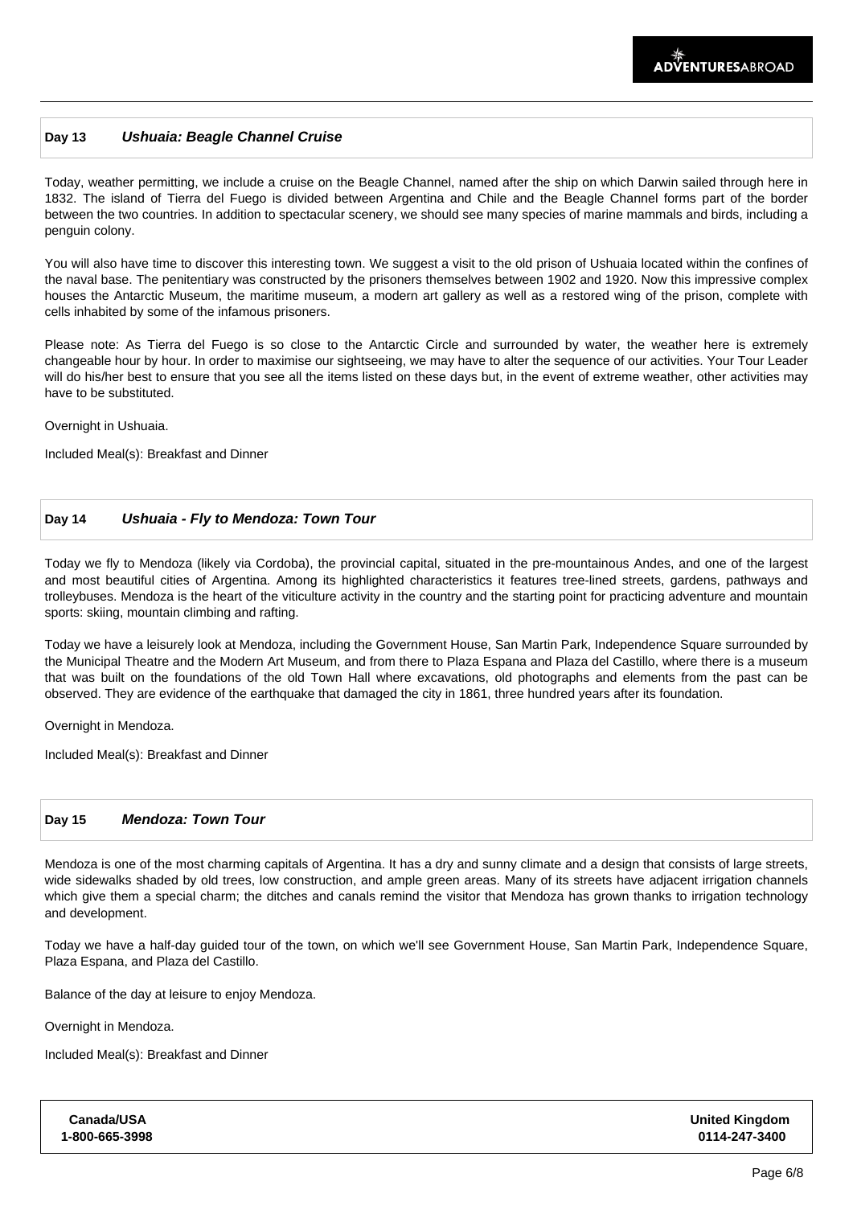## Day 13 *Ushuaia: Beagle Channel Cruise*

Today, weather permitting, we include a cruise on the Beagle Channel, named after the ship on which Darwin sailed through here in 1832. The island of Tierra del Fuego is divided between Argentina and Chile and the Beagle Channel forms part of the border between the two countries. In addition to spectacular scenery, we should see many species of marine mammals and birds, including a penguin colony.

You will also have time to discover this interesting town. We suggest a visit to the old prison of Ushuaia located within the confines of the naval base. The penitentiary was constructed by the prisoners themselves between 1902 and 1920. Now this impressive complex houses the Antarctic Museum, the maritime museum, a modern art gallery as well as a restored wing of the prison, complete with cells inhabited by some of the infamous prisoners.

Please note: As Tierra del Fuego is so close to the Antarctic Circle and surrounded by water, the weather here is extremely changeable hour by hour. In order to maximise our sightseeing, we may have to alter the sequence of our activities. Your Tour Leader will do his/her best to ensure that you see all the items listed on these days but, in the event of extreme weather, other activities may have to be substituted.

Overnight in Ushuaia.

Included Meal(s): Breakfast and Dinner

## Day 14 *Ushuaia - Fly to Mendoza: Town Tour*

Today we fly to Mendoza (likely via Cordoba), the provincial capital, situated in the pre-mountainous Andes, and one of the largest and most beautiful cities of Argentina. Among its highlighted characteristics it features tree-lined streets, gardens, pathways and trolleybuses. Mendoza is the heart of the viticulture activity in the country and the starting point for practicing adventure and mountain sports: skiing, mountain climbing and rafting.

Today we have a leisurely look at Mendoza, including the Government House, San Martin Park, Independence Square surrounded by the Municipal Theatre and the Modern Art Museum, and from there to Plaza Espana and Plaza del Castillo, where there is a museum that was built on the foundations of the old Town Hall where excavations, old photographs and elements from the past can be observed. They are evidence of the earthquake that damaged the city in 1861, three hundred years after its foundation.

Overnight in Mendoza.

Included Meal(s): Breakfast and Dinner

## Day 15 *Mendoza: Town Tour*

Mendoza is one of the most charming capitals of Argentina. It has a dry and sunny climate and a design that consists of large streets, wide sidewalks shaded by old trees, low construction, and ample green areas. Many of its streets have adjacent irrigation channels which give them a special charm; the ditches and canals remind the visitor that Mendoza has grown thanks to irrigation technology and development.

Today we have a half-day guided tour of the town, on which we'll see Government House, San Martin Park, Independence Square, Plaza Espana, and Plaza del Castillo.

Balance of the day at leisure to enjoy Mendoza.

Overnight in Mendoza.

Included Meal(s): Breakfast and Dinner

**Canada/USA**
**1-800-665-3998**

**United Kingdom**
**0114-247-3400**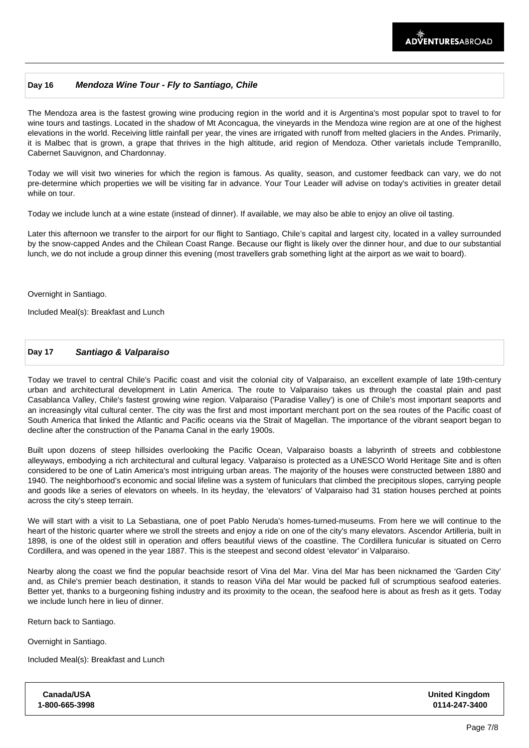## Day 16 *Mendoza Wine Tour - Fly to Santiago, Chile*

The Mendoza area is the fastest growing wine producing region in the world and it is Argentina's most popular spot to travel to for wine tours and tastings. Located in the shadow of Mt Aconcagua, the vineyards in the Mendoza wine region are at one of the highest elevations in the world. Receiving little rainfall per year, the vines are irrigated with runoff from melted glaciers in the Andes. Primarily, it is Malbec that is grown, a grape that thrives in the high altitude, arid region of Mendoza. Other varietals include Tempranillo, Cabernet Sauvignon, and Chardonnay.

Today we will visit two wineries for which the region is famous. As quality, season, and customer feedback can vary, we do not pre-determine which properties we will be visiting far in advance. Your Tour Leader will advise on today's activities in greater detail while on tour.

Today we include lunch at a wine estate (instead of dinner). If available, we may also be able to enjoy an olive oil tasting.

Later this afternoon we transfer to the airport for our flight to Santiago, Chile's capital and largest city, located in a valley surrounded by the snow-capped Andes and the Chilean Coast Range. Because our flight is likely over the dinner hour, and due to our substantial lunch, we do not include a group dinner this evening (most travellers grab something light at the airport as we wait to board).

Overnight in Santiago.

Included Meal(s): Breakfast and Lunch

## Day 17 *Santiago & Valparaiso*

Today we travel to central Chile's Pacific coast and visit the colonial city of Valparaiso, an excellent example of late 19th-century urban and architectural development in Latin America. The route to Valparaiso takes us through the coastal plain and past Casablanca Valley, Chile's fastest growing wine region. Valparaiso ('Paradise Valley') is one of Chile's most important seaports and an increasingly vital cultural center. The city was the first and most important merchant port on the sea routes of the Pacific coast of South America that linked the Atlantic and Pacific oceans via the Strait of Magellan. The importance of the vibrant seaport began to decline after the construction of the Panama Canal in the early 1900s.

Built upon dozens of steep hillsides overlooking the Pacific Ocean, Valparaiso boasts a labyrinth of streets and cobblestone alleyways, embodying a rich architectural and cultural legacy. Valparaiso is protected as a UNESCO World Heritage Site and is often considered to be one of Latin America's most intriguing urban areas. The majority of the houses were constructed between 1880 and 1940. The neighborhood's economic and social lifeline was a system of funiculars that climbed the precipitous slopes, carrying people and goods like a series of elevators on wheels. In its heyday, the 'elevators' of Valparaiso had 31 station houses perched at points across the city's steep terrain.

We will start with a visit to La Sebastiana, one of poet Pablo Neruda's homes-turned-museums. From here we will continue to the heart of the historic quarter where we stroll the streets and enjoy a ride on one of the city's many elevators. Ascendor Artilleria, built in 1898, is one of the oldest still in operation and offers beautiful views of the coastline. The Cordillera funicular is situated on Cerro Cordillera, and was opened in the year 1887. This is the steepest and second oldest 'elevator' in Valparaiso.

Nearby along the coast we find the popular beachside resort of Vina del Mar. Vina del Mar has been nicknamed the 'Garden City' and, as Chile's premier beach destination, it stands to reason Viña del Mar would be packed full of scrumptious seafood eateries. Better yet, thanks to a burgeoning fishing industry and its proximity to the ocean, the seafood here is about as fresh as it gets. Today we include lunch here in lieu of dinner.

Return back to Santiago.

Overnight in Santiago.

Included Meal(s): Breakfast and Lunch

**Canada/USA**
**1-800-665-3998**

**United Kingdom**
**0114-247-3400**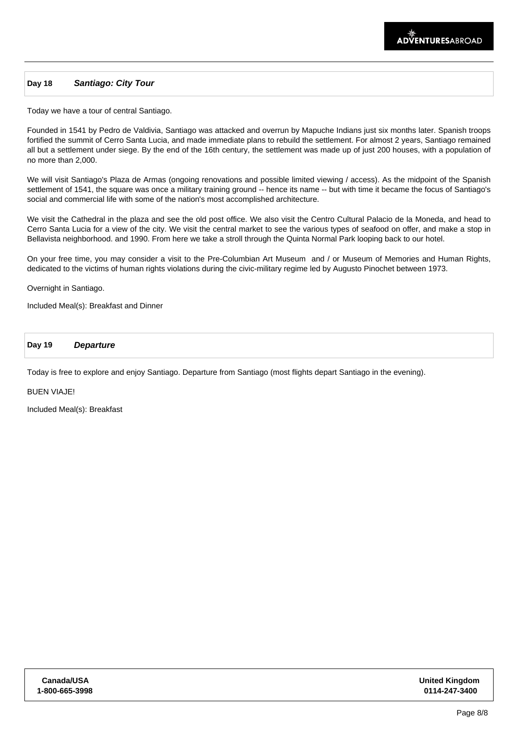## Day 18 *Santiago: City Tour*

Today we have a tour of central Santiago.

Founded in 1541 by Pedro de Valdivia, Santiago was attacked and overrun by Mapuche Indians just six months later. Spanish troops fortified the summit of Cerro Santa Lucia, and made immediate plans to rebuild the settlement. For almost 2 years, Santiago remained all but a settlement under siege. By the end of the 16th century, the settlement was made up of just 200 houses, with a population of no more than 2,000.

We will visit Santiago's Plaza de Armas (ongoing renovations and possible limited viewing / access). As the midpoint of the Spanish settlement of 1541, the square was once a military training ground -- hence its name -- but with time it became the focus of Santiago's social and commercial life with some of the nation's most accomplished architecture.

We visit the Cathedral in the plaza and see the old post office. We also visit the Centro Cultural Palacio de la Moneda, and head to Cerro Santa Lucia for a view of the city. We visit the central market to see the various types of seafood on offer, and make a stop in Bellavista neighborhood. and 1990. From here we take a stroll through the Quinta Normal Park looping back to our hotel.

On your free time, you may consider a visit to the Pre-Columbian Art Museum and / or Museum of Memories and Human Rights, dedicated to the victims of human rights violations during the civic-military regime led by Augusto Pinochet between 1973.

Overnight in Santiago.

Included Meal(s): Breakfast and Dinner

## Day 19 *Departure*

Today is free to explore and enjoy Santiago. Departure from Santiago (most flights depart Santiago in the evening).

BUEN VIAJE!

Included Meal(s): Breakfast

**Canada/USA**
**1-800-665-3998**

**United Kingdom**
**0114-247-3400**